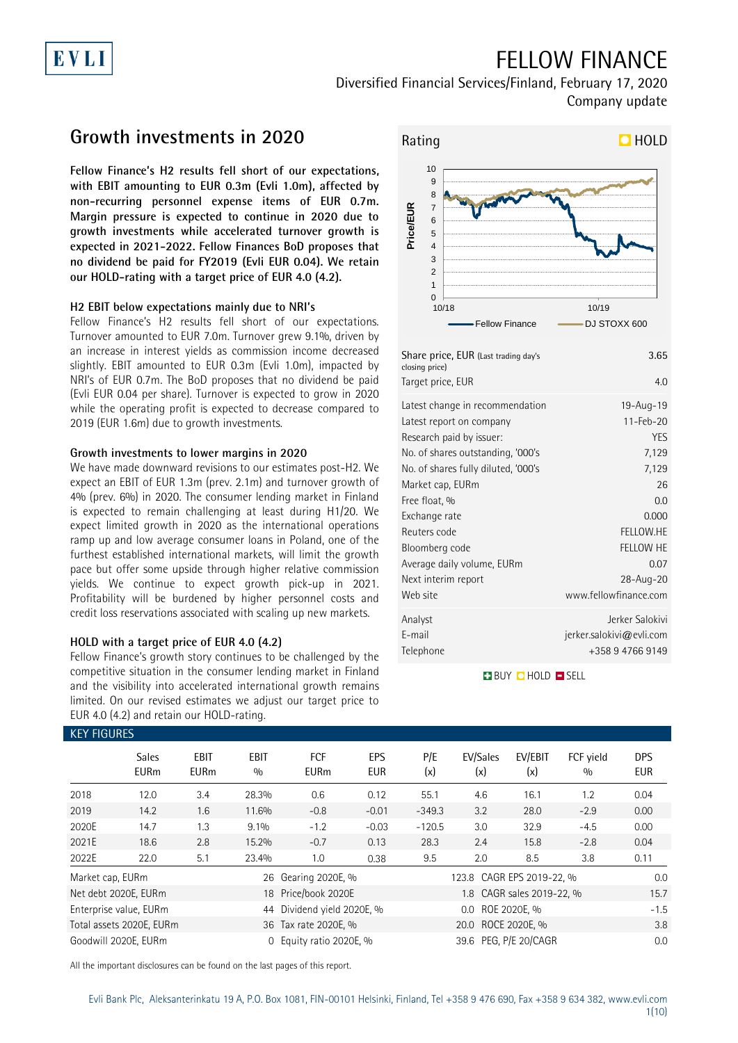# FELLOW FINANCE

Diversified Financial Services/Finland, February 17, 2020

Company update

## Growth investments in 2020

**Fellow Finance's H2 results fell short of our expectations, with EBIT amounting to EUR 0.3m (Evli 1.0m), affected by non-recurring personnel expense items of EUR 0.7m. Margin pressure is expected to continue in 2020 due to growth investments while accelerated turnover growth is expected in 2021-2022. Fellow Finances BoD proposes that no dividend be paid for FY2019 (Evli EUR 0.04). We retain our HOLD-rating with a target price of EUR 4.0 (4.2).**

### H2 EBIT below expectations mainly due to NRI's

Fellow Finance's H2 results fell short of our expectations. Turnover amounted to EUR 7.0m. Turnover grew 9.1%, driven by an increase in interest yields as commission income decreased slightly. EBIT amounted to EUR 0.3m (Evli 1.0m), impacted by NRI's of EUR 0.7m. The BoD proposes that no dividend be paid (Evli EUR 0.04 per share). Turnover is expected to grow in 2020 while the operating profit is expected to decrease compared to 2019 (EUR 1.6m) due to growth investments.

### Growth investments to lower margins in 2020

We have made downward revisions to our estimates post-H2. We expect an EBIT of EUR 1.3m (prev. 2.1m) and turnover growth of 4% (prev. 6%) in 2020. The consumer lending market in Finland is expected to remain challenging at least during H1/20. We expect limited growth in 2020 as the international operations ramp up and low average consumer loans in Poland, one of the furthest established international markets, will limit the growth pace but offer some upside through higher relative commission yields. We continue to expect growth pick-up in 2021. Profitability will be burdened by higher personnel costs and credit loss reservations associated with scaling up new markets.

### HOLD with a target price of EUR 4.0 (4.2)

Fellow Finance's growth story continues to be challenged by the competitive situation in the consumer lending market in Finland and the visibility into accelerated international growth remains limited. On our revised estimates we adjust our target price to EUR 4.0 (4.2) and retain our HOLD-rating.

**Rating: HOLD**

| | |
|---|---|
| Share price, EUR (Last trading day's closing price) | 3.65 |
| Target price, EUR | 4.0 |
| Latest change in recommendation | 19-Aug-19 |
| Latest report on company | 11-Feb-20 |
| Research paid by issuer: | YES |
| No. of shares outstanding, '000's | 7,129 |
| No. of shares fully diluted, '000's | 7,129 |
| Market cap, EURm | 26 |
| Free float, % | 0.0 |
| Exchange rate | 0.000 |
| Reuters code | FELLOW.HE |
| Bloomberg code | FELLOW HE |
| Average daily volume, EURm | 0.07 |
| Next interim report | 28-Aug-20 |
| Web site | www.fellowfinance.com |
| Analyst | Jerker Salokivi |
| E-mail | jerker.salokivi@evli.com |
| Telephone | +358 9 4766 9149 |

BUY HOLD SELL

### KEY FIGURES

| | Sales EURm | EBIT EURm | EBIT % | FCF EURm | EPS EUR | P/E (x) | EV/Sales (x) | EV/EBIT (x) | FCF yield % | DPS EUR |
|---|---|---|---|---|---|---|---|---|---|---|
| 2018 | 12.0 | 3.4 | 28.3% | 0.6 | 0.12 | 55.1 | 4.6 | 16.1 | 1.2 | 0.04 |
| 2019 | 14.2 | 1.6 | 11.6% | -0.8 | -0.01 | -349.3 | 3.2 | 28.0 | -2.9 | 0.00 |
| 2020E | 14.7 | 1.3 | 9.1% | -1.2 | -0.03 | -120.5 | 3.0 | 32.9 | -4.5 | 0.00 |
| 2021E | 18.6 | 2.8 | 15.2% | -0.7 | 0.13 | 28.3 | 2.4 | 15.8 | -2.8 | 0.04 |
| 2022E | 22.0 | 5.1 | 23.4% | 1.0 | 0.38 | 9.5 | 2.0 | 8.5 | 3.8 | 0.11 |

| | | | | | |
|---|---|---|---|---|---|
| Market cap, EURm | 26 | Gearing 2020E, % | 123.8 | CAGR EPS 2019-22, % | 0.0 |
| Net debt 2020E, EURm | 18 | Price/book 2020E | 1.8 | CAGR sales 2019-22, % | 15.7 |
| Enterprise value, EURm | 44 | Dividend yield 2020E, % | 0.0 | ROE 2020E, % | -1.5 |
| Total assets 2020E, EURm | 36 | Tax rate 2020E, % | 20.0 | ROCE 2020E, % | 3.8 |
| Goodwill 2020E, EURm | 0 | Equity ratio 2020E, % | 39.6 | PEG, P/E 20/CAGR | 0.0 |

All the important disclosures can be found on the last pages of this report.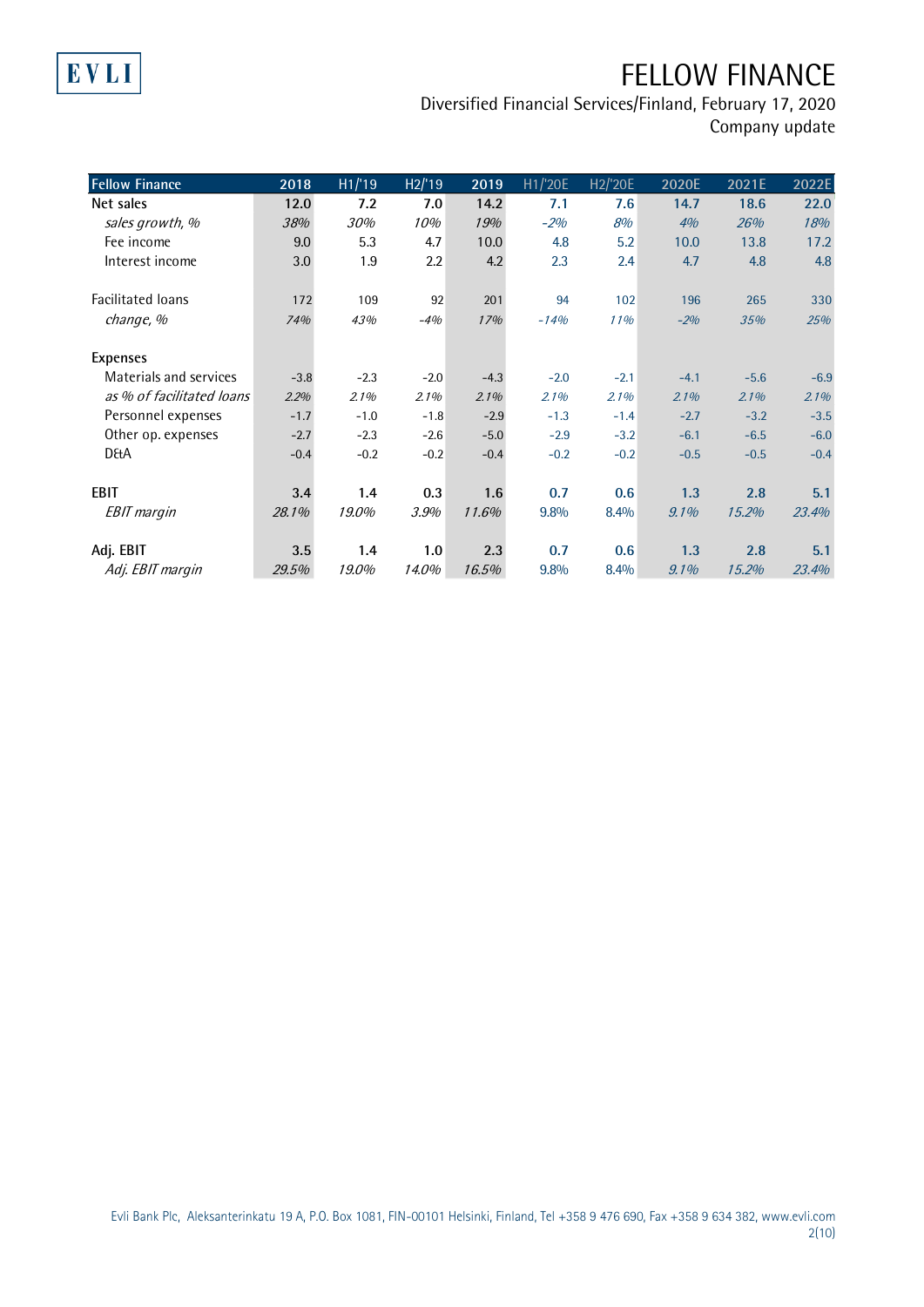# FELLOW FINANCE

Diversified Financial Services/Finland, February 17, 2020
Company update

| Fellow Finance | 2018 | H1/'19 | H2/'19 | 2019 | H1/'20E | H2/'20E | 2020E | 2021E | 2022E |
|---|---|---|---|---|---|---|---|---|---|
| **Net sales** | **12.0** | **7.2** | **7.0** | **14.2** | **7.1** | **7.6** | **14.7** | **18.6** | **22.0** |
| *sales growth, %* | *38%* | *30%* | *10%* | *19%* | *-2%* | *8%* | *4%* | *26%* | *18%* |
| Fee income | 9.0 | 5.3 | 4.7 | 10.0 | 4.8 | 5.2 | 10.0 | 13.8 | 17.2 |
| Interest income | 3.0 | 1.9 | 2.2 | 4.2 | 2.3 | 2.4 | 4.7 | 4.8 | 4.8 |
| | | | | | | | | | |
| Facilitated loans | 172 | 109 | 92 | 201 | 94 | 102 | 196 | 265 | 330 |
| *change, %* | *74%* | *43%* | *-4%* | *17%* | *-14%* | *11%* | *-2%* | *35%* | *25%* |
| | | | | | | | | | |
| Expenses | | | | | | | | | |
| Materials and services | -3.8 | -2.3 | -2.0 | -4.3 | -2.0 | -2.1 | -4.1 | -5.6 | -6.9 |
| *as % of facilitated loans* | *2.2%* | *2.1%* | *2.1%* | *2.1%* | *2.1%* | *2.1%* | *2.1%* | *2.1%* | *2.1%* |
| Personnel expenses | -1.7 | -1.0 | -1.8 | -2.9 | -1.3 | -1.4 | -2.7 | -3.2 | -3.5 |
| Other op. expenses | -2.7 | -2.3 | -2.6 | -5.0 | -2.9 | -3.2 | -6.1 | -6.5 | -6.0 |
| D&A | -0.4 | -0.2 | -0.2 | -0.4 | -0.2 | -0.2 | -0.5 | -0.5 | -0.4 |
| | | | | | | | | | |
| **EBIT** | **3.4** | **1.4** | **0.3** | **1.6** | **0.7** | **0.6** | **1.3** | **2.8** | **5.1** |
| *EBIT margin* | *28.1%* | *19.0%* | *3.9%* | *11.6%* | 9.8% | 8.4% | *9.1%* | *15.2%* | *23.4%* |
| | | | | | | | | | |
| **Adj. EBIT** | **3.5** | **1.4** | **1.0** | **2.3** | **0.7** | **0.6** | **1.3** | **2.8** | **5.1** |
| *Adj. EBIT margin* | *29.5%* | *19.0%* | *14.0%* | *16.5%* | 9.8% | 8.4% | *9.1%* | *15.2%* | *23.4%* |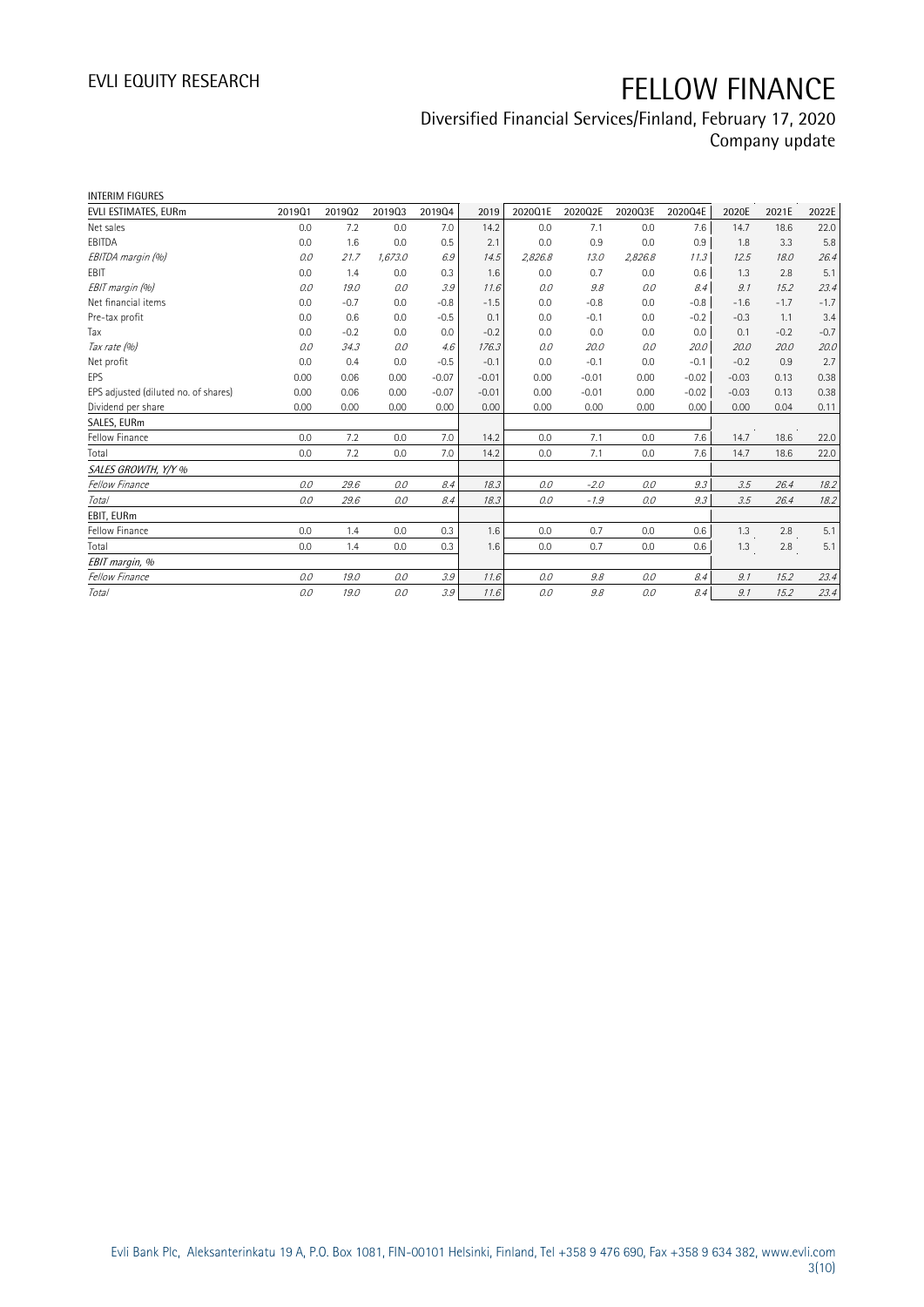# FELLOW FINANCE

Diversified Financial Services/Finland, February 17, 2020
Company update

INTERIM FIGURES

| EVLI ESTIMATES, EURm | 2019Q1 | 2019Q2 | 2019Q3 | 2019Q4 | 2019 | 2020Q1E | 2020Q2E | 2020Q3E | 2020Q4E | 2020E | 2021E | 2022E |
|---|---|---|---|---|---|---|---|---|---|---|---|---|
| Net sales | 0.0 | 7.2 | 0.0 | 7.0 | 14.2 | 0.0 | 7.1 | 0.0 | 7.6 | 14.7 | 18.6 | 22.0 |
| EBITDA | 0.0 | 1.6 | 0.0 | 0.5 | 2.1 | 0.0 | 0.9 | 0.0 | 0.9 | 1.8 | 3.3 | 5.8 |
| *EBITDA margin (%)* | *0.0* | *21.7* | *1,673.0* | *6.9* | *14.5* | *2,826.8* | *13.0* | *2,826.8* | *11.3* | *12.5* | *18.0* | *26.4* |
| EBIT | 0.0 | 1.4 | 0.0 | 0.3 | 1.6 | 0.0 | 0.7 | 0.0 | 0.6 | 1.3 | 2.8 | 5.1 |
| *EBIT margin (%)* | *0.0* | *19.0* | *0.0* | *3.9* | *11.6* | *0.0* | *9.8* | *0.0* | *8.4* | *9.1* | *15.2* | *23.4* |
| Net financial items | 0.0 | -0.7 | 0.0 | -0.8 | -1.5 | 0.0 | -0.8 | 0.0 | -0.8 | -1.6 | -1.7 | -1.7 |
| Pre-tax profit | 0.0 | 0.6 | 0.0 | -0.5 | 0.1 | 0.0 | -0.1 | 0.0 | -0.2 | -0.3 | 1.1 | 3.4 |
| Tax | 0.0 | -0.2 | 0.0 | 0.0 | -0.2 | 0.0 | 0.0 | 0.0 | 0.0 | 0.1 | -0.2 | -0.7 |
| *Tax rate (%)* | *0.0* | *34.3* | *0.0* | *4.6* | *176.3* | *0.0* | *20.0* | *0.0* | *20.0* | *20.0* | *20.0* | *20.0* |
| Net profit | 0.0 | 0.4 | 0.0 | -0.5 | -0.1 | 0.0 | -0.1 | 0.0 | -0.1 | -0.2 | 0.9 | 2.7 |
| EPS | 0.00 | 0.06 | 0.00 | -0.07 | -0.01 | 0.00 | -0.01 | 0.00 | -0.02 | -0.03 | 0.13 | 0.38 |
| EPS adjusted (diluted no. of shares) | 0.00 | 0.06 | 0.00 | -0.07 | -0.01 | 0.00 | -0.01 | 0.00 | -0.02 | -0.03 | 0.13 | 0.38 |
| Dividend per share | 0.00 | 0.00 | 0.00 | 0.00 | 0.00 | 0.00 | 0.00 | 0.00 | 0.00 | 0.00 | 0.04 | 0.11 |
| SALES, EURm | | | | | | | | | | | | |
| Fellow Finance | 0.0 | 7.2 | 0.0 | 7.0 | 14.2 | 0.0 | 7.1 | 0.0 | 7.6 | 14.7 | 18.6 | 22.0 |
| Total | 0.0 | 7.2 | 0.0 | 7.0 | 14.2 | 0.0 | 7.1 | 0.0 | 7.6 | 14.7 | 18.6 | 22.0 |
| *SALES GROWTH, Y/Y %* | | | | | | | | | | | | |
| *Fellow Finance* | *0.0* | *29.6* | *0.0* | *8.4* | *18.3* | *0.0* | *-2.0* | *0.0* | *9.3* | *3.5* | *26.4* | *18.2* |
| *Total* | *0.0* | *29.6* | *0.0* | *8.4* | *18.3* | *0.0* | *-1.9* | *0.0* | *9.3* | *3.5* | *26.4* | *18.2* |
| EBIT, EURm | | | | | | | | | | | | |
| Fellow Finance | 0.0 | 1.4 | 0.0 | 0.3 | 1.6 | 0.0 | 0.7 | 0.0 | 0.6 | 1.3 | 2.8 | 5.1 |
| Total | 0.0 | 1.4 | 0.0 | 0.3 | 1.6 | 0.0 | 0.7 | 0.0 | 0.6 | 1.3 | 2.8 | 5.1 |
| *EBIT margin, %* | | | | | | | | | | | | |
| *Fellow Finance* | *0.0* | *19.0* | *0.0* | *3.9* | *11.6* | *0.0* | *9.8* | *0.0* | *8.4* | *9.1* | *15.2* | *23.4* |
| *Total* | *0.0* | *19.0* | *0.0* | *3.9* | *11.6* | *0.0* | *9.8* | *0.0* | *8.4* | *9.1* | *15.2* | *23.4* |

Evli Bank Plc, Aleksanterinkatu 19 A, P.O. Box 1081, FIN-00101 Helsinki, Finland, Tel +358 9 476 690, Fax +358 9 634 382, www.evli.com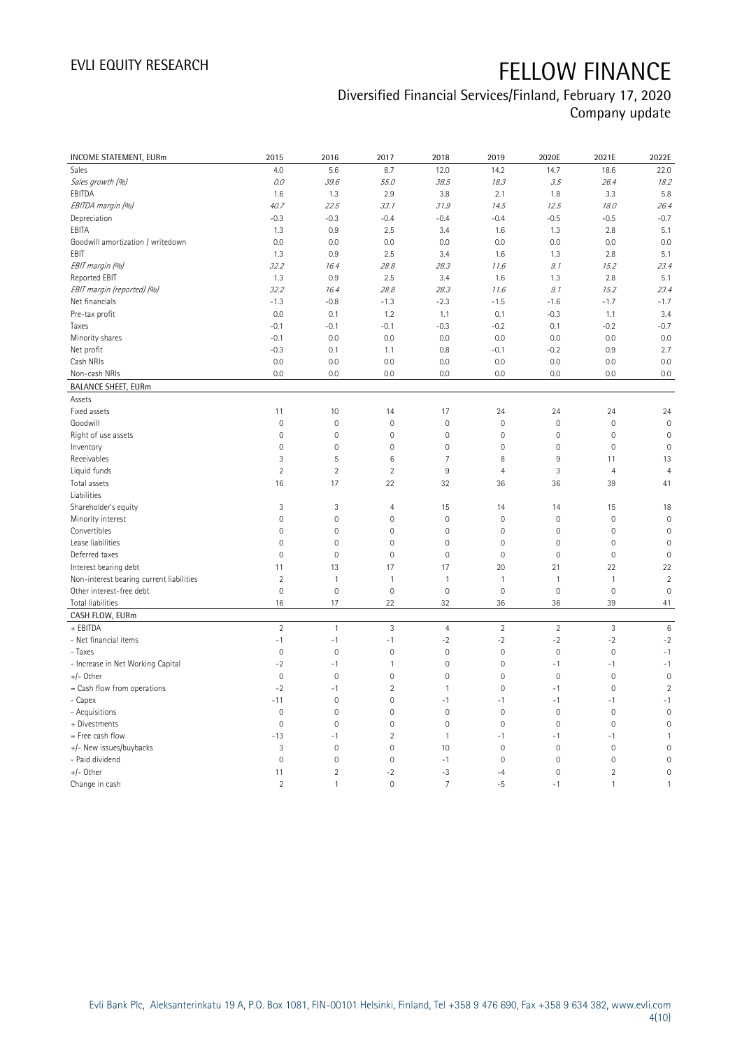# FELLOW FINANCE

Diversified Financial Services/Finland, February 17, 2020
Company update

| INCOME STATEMENT, EURm | 2015 | 2016 | 2017 | 2018 | 2019 | 2020E | 2021E | 2022E |
|---|---|---|---|---|---|---|---|---|
| Sales | 4.0 | 5.6 | 8.7 | 12.0 | 14.2 | 14.7 | 18.6 | 22.0 |
| *Sales growth (%)* | *0.0* | *39.6* | *55.0* | *38.5* | *18.3* | *3.5* | *26.4* | *18.2* |
| EBITDA | 1.6 | 1.3 | 2.9 | 3.8 | 2.1 | 1.8 | 3.3 | 5.8 |
| *EBITDA margin (%)* | *40.7* | *22.5* | *33.1* | *31.9* | *14.5* | *12.5* | *18.0* | *26.4* |
| Depreciation | -0.3 | -0.3 | -0.4 | -0.4 | -0.4 | -0.5 | -0.5 | -0.7 |
| EBITA | 1.3 | 0.9 | 2.5 | 3.4 | 1.6 | 1.3 | 2.8 | 5.1 |
| Goodwill amortization / writedown | 0.0 | 0.0 | 0.0 | 0.0 | 0.0 | 0.0 | 0.0 | 0.0 |
| EBIT | 1.3 | 0.9 | 2.5 | 3.4 | 1.6 | 1.3 | 2.8 | 5.1 |
| *EBIT margin (%)* | *32.2* | *16.4* | *28.8* | *28.3* | *11.6* | *9.1* | *15.2* | *23.4* |
| Reported EBIT | 1.3 | 0.9 | 2.5 | 3.4 | 1.6 | 1.3 | 2.8 | 5.1 |
| *EBIT margin (reported) (%)* | *32.2* | *16.4* | *28.8* | *28.3* | *11.6* | *9.1* | *15.2* | *23.4* |
| Net financials | -1.3 | -0.8 | -1.3 | -2.3 | -1.5 | -1.6 | -1.7 | -1.7 |
| Pre-tax profit | 0.0 | 0.1 | 1.2 | 1.1 | 0.1 | -0.3 | 1.1 | 3.4 |
| Taxes | -0.1 | -0.1 | -0.1 | -0.3 | -0.2 | 0.1 | -0.2 | -0.7 |
| Minority shares | -0.1 | 0.0 | 0.0 | 0.0 | 0.0 | 0.0 | 0.0 | 0.0 |
| Net profit | -0.3 | 0.1 | 1.1 | 0.8 | -0.1 | -0.2 | 0.9 | 2.7 |
| Cash NRIs | 0.0 | 0.0 | 0.0 | 0.0 | 0.0 | 0.0 | 0.0 | 0.0 |
| Non-cash NRIs | 0.0 | 0.0 | 0.0 | 0.0 | 0.0 | 0.0 | 0.0 | 0.0 |
| **BALANCE SHEET, EURm** | | | | | | | | |
| Assets | | | | | | | | |
| Fixed assets | 11 | 10 | 14 | 17 | 24 | 24 | 24 | 24 |
| Goodwill | 0 | 0 | 0 | 0 | 0 | 0 | 0 | 0 |
| Right of use assets | 0 | 0 | 0 | 0 | 0 | 0 | 0 | 0 |
| Inventory | 0 | 0 | 0 | 0 | 0 | 0 | 0 | 0 |
| Receivables | 3 | 5 | 6 | 7 | 8 | 9 | 11 | 13 |
| Liquid funds | 2 | 2 | 2 | 9 | 4 | 3 | 4 | 4 |
| Total assets | 16 | 17 | 22 | 32 | 36 | 36 | 39 | 41 |
| Liabilities | | | | | | | | |
| Shareholder's equity | 3 | 3 | 4 | 15 | 14 | 14 | 15 | 18 |
| Minority interest | 0 | 0 | 0 | 0 | 0 | 0 | 0 | 0 |
| Convertibles | 0 | 0 | 0 | 0 | 0 | 0 | 0 | 0 |
| Lease liabilities | 0 | 0 | 0 | 0 | 0 | 0 | 0 | 0 |
| Deferred taxes | 0 | 0 | 0 | 0 | 0 | 0 | 0 | 0 |
| Interest bearing debt | 11 | 13 | 17 | 17 | 20 | 21 | 22 | 22 |
| Non-interest bearing current liabilities | 2 | 1 | 1 | 1 | 1 | 1 | 1 | 2 |
| Other interest-free debt | 0 | 0 | 0 | 0 | 0 | 0 | 0 | 0 |
| Total liabilities | 16 | 17 | 22 | 32 | 36 | 36 | 39 | 41 |
| **CASH FLOW, EURm** | | | | | | | | |
| + EBITDA | 2 | 1 | 3 | 4 | 2 | 2 | 3 | 6 |
| - Net financial items | -1 | -1 | -1 | -2 | -2 | -2 | -2 | -2 |
| - Taxes | 0 | 0 | 0 | 0 | 0 | 0 | 0 | -1 |
| - Increase in Net Working Capital | -2 | -1 | 1 | 0 | 0 | -1 | -1 | -1 |
| +/- Other | 0 | 0 | 0 | 0 | 0 | 0 | 0 | 0 |
| = Cash flow from operations | -2 | -1 | 2 | 1 | 0 | -1 | 0 | 2 |
| - Capex | -11 | 0 | 0 | -1 | -1 | -1 | -1 | -1 |
| - Acquisitions | 0 | 0 | 0 | 0 | 0 | 0 | 0 | 0 |
| + Divestments | 0 | 0 | 0 | 0 | 0 | 0 | 0 | 0 |
| = Free cash flow | -13 | -1 | 2 | 1 | -1 | -1 | -1 | 1 |
| +/- New issues/buybacks | 3 | 0 | 0 | 10 | 0 | 0 | 0 | 0 |
| - Paid dividend | 0 | 0 | 0 | -1 | 0 | 0 | 0 | 0 |
| +/- Other | 11 | 2 | -2 | -3 | -4 | 0 | 2 | 0 |
| Change in cash | 2 | 1 | 0 | 7 | -5 | -1 | 1 | 1 |

Evli Bank Plc, Aleksanterinkatu 19 A, P.O. Box 1081, FIN-00101 Helsinki, Finland, Tel +358 9 476 690, Fax +358 9 634 382, www.evli.com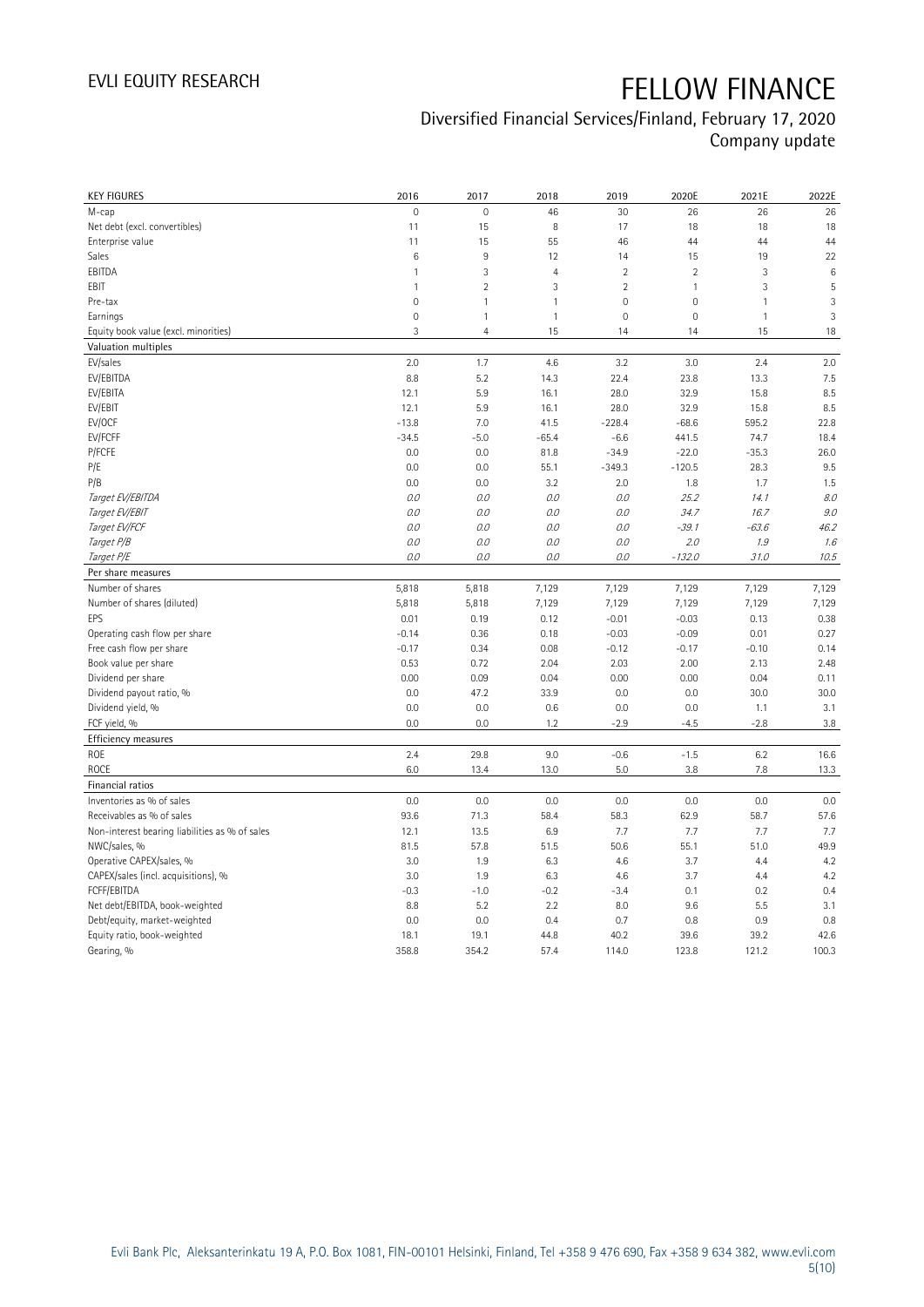# FELLOW FINANCE

Diversified Financial Services/Finland, February 17, 2020
Company update

| KEY FIGURES | 2016 | 2017 | 2018 | 2019 | 2020E | 2021E | 2022E |
|---|---|---|---|---|---|---|---|
| M-cap | 0 | 0 | 46 | 30 | 26 | 26 | 26 |
| Net debt (excl. convertibles) | 11 | 15 | 8 | 17 | 18 | 18 | 18 |
| Enterprise value | 11 | 15 | 55 | 46 | 44 | 44 | 44 |
| Sales | 6 | 9 | 12 | 14 | 15 | 19 | 22 |
| EBITDA | 1 | 3 | 4 | 2 | 2 | 3 | 6 |
| EBIT | 1 | 2 | 3 | 2 | 1 | 3 | 5 |
| Pre-tax | 0 | 1 | 1 | 0 | 0 | 1 | 3 |
| Earnings | 0 | 1 | 1 | 0 | 0 | 1 | 3 |
| Equity book value (excl. minorities) | 3 | 4 | 15 | 14 | 14 | 15 | 18 |
| **Valuation multiples** | | | | | | | |
| EV/sales | 2.0 | 1.7 | 4.6 | 3.2 | 3.0 | 2.4 | 2.0 |
| EV/EBITDA | 8.8 | 5.2 | 14.3 | 22.4 | 23.8 | 13.3 | 7.5 |
| EV/EBITA | 12.1 | 5.9 | 16.1 | 28.0 | 32.9 | 15.8 | 8.5 |
| EV/EBIT | 12.1 | 5.9 | 16.1 | 28.0 | 32.9 | 15.8 | 8.5 |
| EV/OCF | -13.8 | 7.0 | 41.5 | -228.4 | -68.6 | 595.2 | 22.8 |
| EV/FCFF | -34.5 | -5.0 | -65.4 | -6.6 | 441.5 | 74.7 | 18.4 |
| P/FCFE | 0.0 | 0.0 | 81.8 | -34.9 | -22.0 | -35.3 | 26.0 |
| P/E | 0.0 | 0.0 | 55.1 | -349.3 | -120.5 | 28.3 | 9.5 |
| P/B | 0.0 | 0.0 | 3.2 | 2.0 | 1.8 | 1.7 | 1.5 |
| *Target EV/EBITDA* | *0.0* | *0.0* | *0.0* | *0.0* | *25.2* | *14.1* | *8.0* |
| *Target EV/EBIT* | *0.0* | *0.0* | *0.0* | *0.0* | *34.7* | *16.7* | *9.0* |
| *Target EV/FCF* | *0.0* | *0.0* | *0.0* | *0.0* | *-39.1* | *-63.6* | *46.2* |
| *Target P/B* | *0.0* | *0.0* | *0.0* | *0.0* | *2.0* | *1.9* | *1.6* |
| *Target P/E* | *0.0* | *0.0* | *0.0* | *0.0* | *-132.0* | *31.0* | *10.5* |
| **Per share measures** | | | | | | | |
| Number of shares | 5,818 | 5,818 | 7,129 | 7,129 | 7,129 | 7,129 | 7,129 |
| Number of shares (diluted) | 5,818 | 5,818 | 7,129 | 7,129 | 7,129 | 7,129 | 7,129 |
| EPS | 0.01 | 0.19 | 0.12 | -0.01 | -0.03 | 0.13 | 0.38 |
| Operating cash flow per share | -0.14 | 0.36 | 0.18 | -0.03 | -0.09 | 0.01 | 0.27 |
| Free cash flow per share | -0.17 | 0.34 | 0.08 | -0.12 | -0.17 | -0.10 | 0.14 |
| Book value per share | 0.53 | 0.72 | 2.04 | 2.03 | 2.00 | 2.13 | 2.48 |
| Dividend per share | 0.00 | 0.09 | 0.04 | 0.00 | 0.00 | 0.04 | 0.11 |
| Dividend payout ratio, % | 0.0 | 47.2 | 33.9 | 0.0 | 0.0 | 30.0 | 30.0 |
| Dividend yield, % | 0.0 | 0.0 | 0.6 | 0.0 | 0.0 | 1.1 | 3.1 |
| FCF yield, % | 0.0 | 0.0 | 1.2 | -2.9 | -4.5 | -2.8 | 3.8 |
| **Efficiency measures** | | | | | | | |
| ROE | 2.4 | 29.8 | 9.0 | -0.6 | -1.5 | 6.2 | 16.6 |
| ROCE | 6.0 | 13.4 | 13.0 | 5.0 | 3.8 | 7.8 | 13.3 |
| **Financial ratios** | | | | | | | |
| Inventories as % of sales | 0.0 | 0.0 | 0.0 | 0.0 | 0.0 | 0.0 | 0.0 |
| Receivables as % of sales | 93.6 | 71.3 | 58.4 | 58.3 | 62.9 | 58.7 | 57.6 |
| Non-interest bearing liabilities as % of sales | 12.1 | 13.5 | 6.9 | 7.7 | 7.7 | 7.7 | 7.7 |
| NWC/sales, % | 81.5 | 57.8 | 51.5 | 50.6 | 55.1 | 51.0 | 49.9 |
| Operative CAPEX/sales, % | 3.0 | 1.9 | 6.3 | 4.6 | 3.7 | 4.4 | 4.2 |
| CAPEX/sales (incl. acquisitions), % | 3.0 | 1.9 | 6.3 | 4.6 | 3.7 | 4.4 | 4.2 |
| FCFF/EBITDA | -0.3 | -1.0 | -0.2 | -3.4 | 0.1 | 0.2 | 0.4 |
| Net debt/EBITDA, book-weighted | 8.8 | 5.2 | 2.2 | 8.0 | 9.6 | 5.5 | 3.1 |
| Debt/equity, market-weighted | 0.0 | 0.0 | 0.4 | 0.7 | 0.8 | 0.9 | 0.8 |
| Equity ratio, book-weighted | 18.1 | 19.1 | 44.8 | 40.2 | 39.6 | 39.2 | 42.6 |
| Gearing, % | 358.8 | 354.2 | 57.4 | 114.0 | 123.8 | 121.2 | 100.3 |

Evli Bank Plc, Aleksanterinkatu 19 A, P.O. Box 1081, FIN-00101 Helsinki, Finland, Tel +358 9 476 690, Fax +358 9 634 382, www.evli.com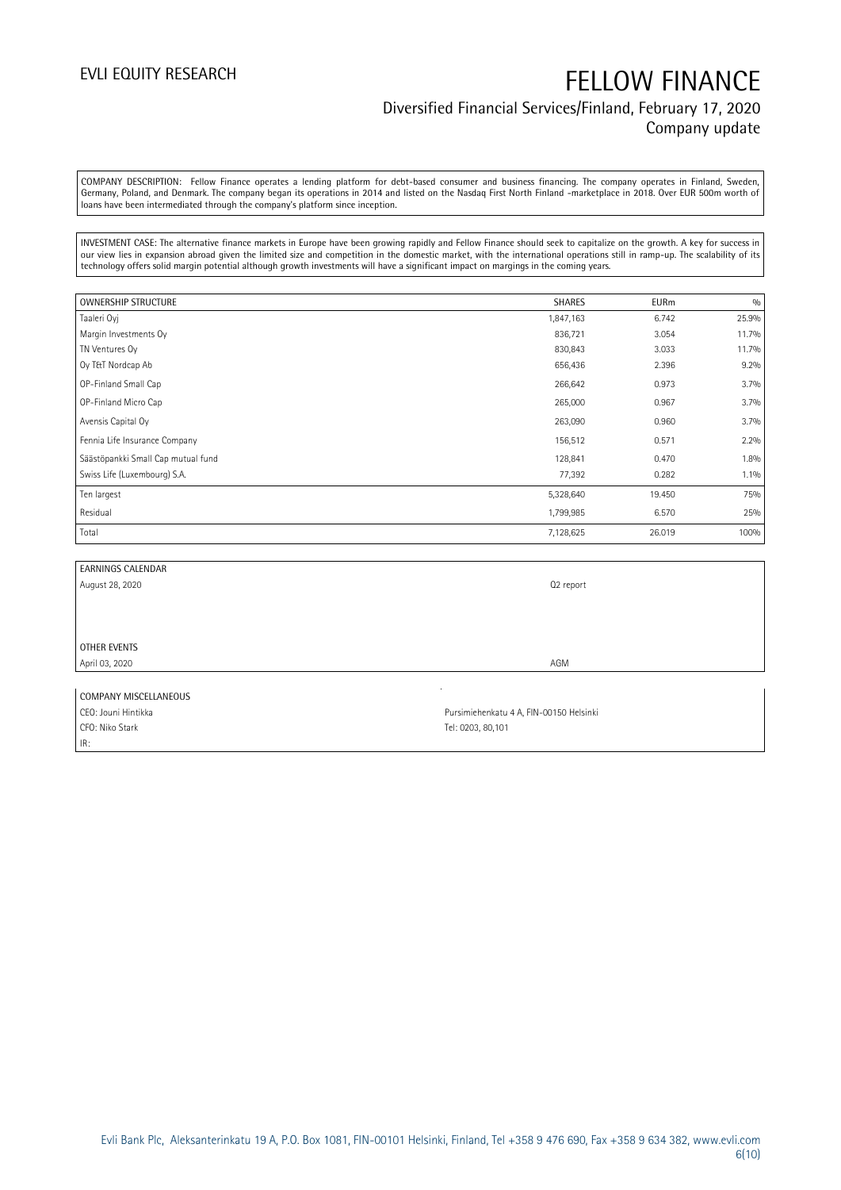COMPANY DESCRIPTION: Fellow Finance operates a lending platform for debt-based consumer and business financing. The company operates in Finland, Sweden, Germany, Poland, and Denmark. The company began its operations in 2014 and listed on the Nasdaq First North Finland -marketplace in 2018. Over EUR 500m worth of loans have been intermediated through the company's platform since inception.

INVESTMENT CASE: The alternative finance markets in Europe have been growing rapidly and Fellow Finance should seek to capitalize on the growth. A key for success in our view lies in expansion abroad given the limited size and competition in the domestic market, with the international operations still in ramp-up. The scalability of its technology offers solid margin potential although growth investments will have a significant impact on margings in the coming years.

| OWNERSHIP STRUCTURE | SHARES | EURm | % |
|---|---|---|---|
| Taaleri Oyj | 1,847,163 | 6.742 | 25.9% |
| Margin Investments Oy | 836,721 | 3.054 | 11.7% |
| TN Ventures Oy | 830,843 | 3.033 | 11.7% |
| Oy T&T Nordcap Ab | 656,436 | 2.396 | 9.2% |
| OP-Finland Small Cap | 266,642 | 0.973 | 3.7% |
| OP-Finland Micro Cap | 265,000 | 0.967 | 3.7% |
| Avensis Capital Oy | 263,090 | 0.960 | 3.7% |
| Fennia Life Insurance Company | 156,512 | 0.571 | 2.2% |
| Säästöpankki Small Cap mutual fund | 128,841 | 0.470 | 1.8% |
| Swiss Life (Luxembourg) S.A. | 77,392 | 0.282 | 1.1% |
| Ten largest | 5,328,640 | 19.450 | 75% |
| Residual | 1,799,985 | 6.570 | 25% |
| Total | 7,128,625 | 26.019 | 100% |

| EARNINGS CALENDAR | |
|---|---|
| August 28, 2020 | Q2 report |
| | |
| OTHER EVENTS | |
| April 03, 2020 | AGM |

| COMPANY MISCELLANEOUS | |
|---|---|
| CEO: Jouni Hintikka | Pursimiehenkatu 4 A, FIN-00150 Helsinki |
| CFO: Niko Stark | Tel: 0203, 80,101 |
| IR: | |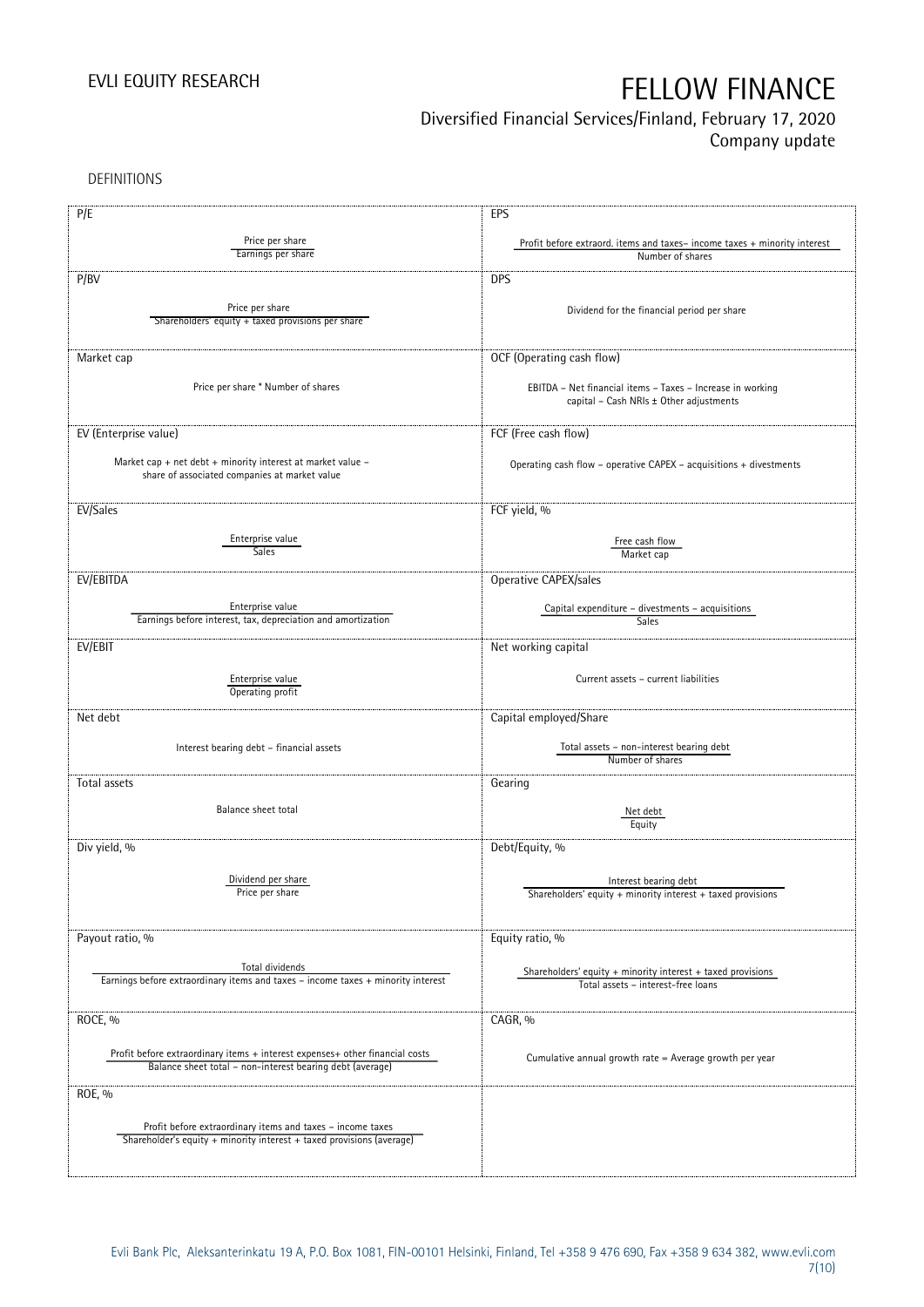DEFINITIONS

| P/E | EPS |
|---|---|
| Price per share / Earnings per share | Profit before extraord. items and taxes– income taxes + minority interest / Number of shares |
| **P/BV** | **DPS** |
| Price per share / Shareholders' equity + taxed provisions per share | Dividend for the financial period per share |
| **Market cap** | **OCF (Operating cash flow)** |
| Price per share * Number of shares | EBITDA – Net financial items – Taxes – Increase in working capital – Cash NRIs ± Other adjustments |
| **EV (Enterprise value)** | **FCF (Free cash flow)** |
| Market cap + net debt + minority interest at market value – share of associated companies at market value | Operating cash flow – operative CAPEX – acquisitions + divestments |
| **EV/Sales** | **FCF yield, %** |
| Enterprise value / Sales | Free cash flow / Market cap |
| **EV/EBITDA** | **Operative CAPEX/sales** |
| Enterprise value / Earnings before interest, tax, depreciation and amortization | Capital expenditure – divestments – acquisitions / Sales |
| **EV/EBIT** | **Net working capital** |
| Enterprise value / Operating profit | Current assets – current liabilities |
| **Net debt** | **Capital employed/Share** |
| Interest bearing debt – financial assets | Total assets – non-interest bearing debt / Number of shares |
| **Total assets** | **Gearing** |
| Balance sheet total | Net debt / Equity |
| **Div yield, %** | **Debt/Equity, %** |
| Dividend per share / Price per share | Interest bearing debt / Shareholders' equity + minority interest + taxed provisions |
| **Payout ratio, %** | **Equity ratio, %** |
| Total dividends / Earnings before extraordinary items and taxes – income taxes + minority interest | Shareholders' equity + minority interest + taxed provisions / Total assets – interest-free loans |
| **ROCE, %** | **CAGR, %** |
| Profit before extraordinary items + interest expenses+ other financial costs / Balance sheet total – non-interest bearing debt (average) | Cumulative annual growth rate = Average growth per year |
| **ROE, %** | |
| Profit before extraordinary items and taxes – income taxes / Shareholder's equity + minority interest + taxed provisions (average) | |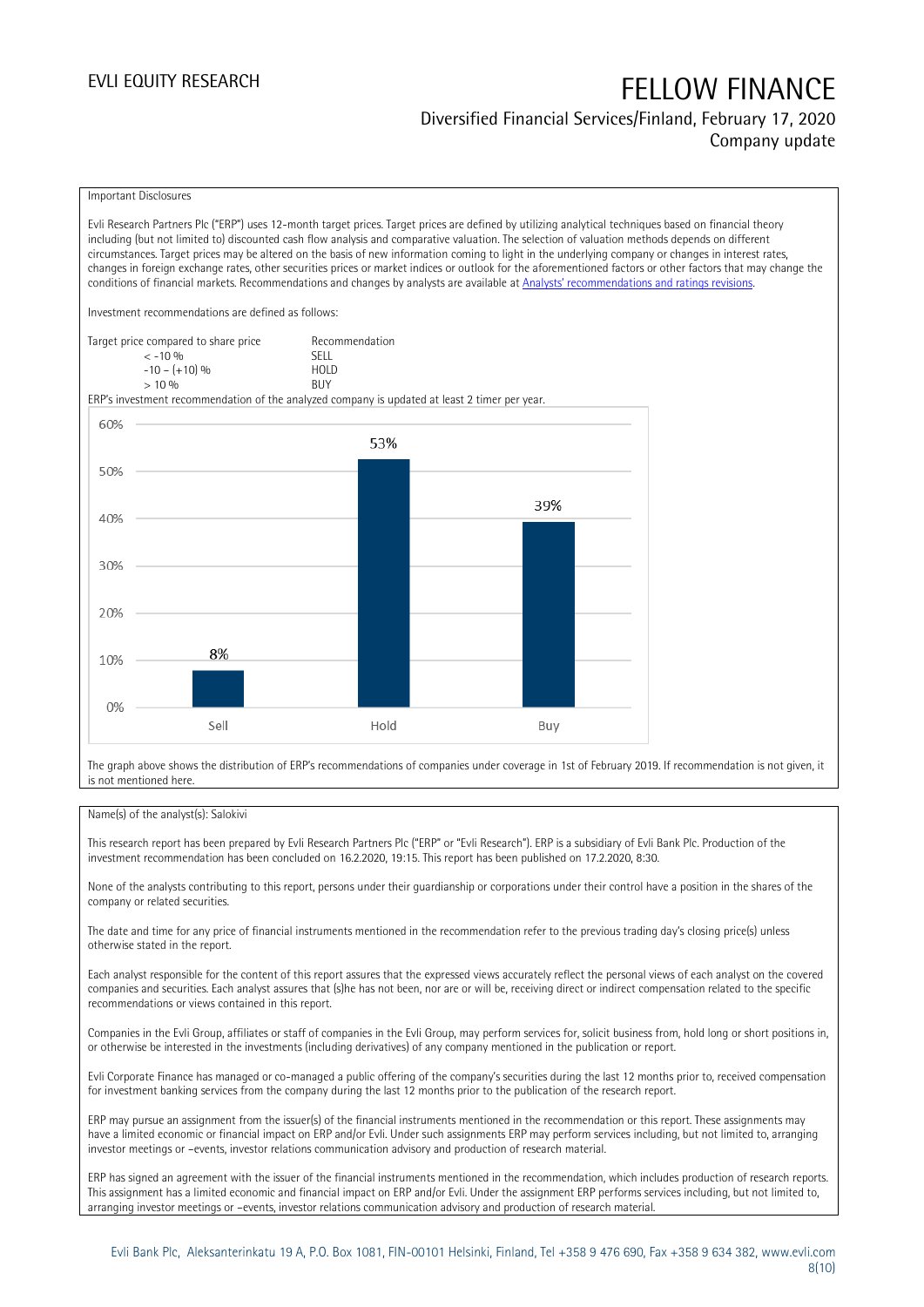Important Disclosures

Evli Research Partners Plc ("ERP") uses 12-month target prices. Target prices are defined by utilizing analytical techniques based on financial theory including (but not limited to) discounted cash flow analysis and comparative valuation. The selection of valuation methods depends on different circumstances. Target prices may be altered on the basis of new information coming to light in the underlying company or changes in interest rates, changes in foreign exchange rates, other securities prices or market indices or outlook for the aforementioned factors or other factors that may change the conditions of financial markets. Recommendations and changes by analysts are available at Analysts' recommendations and ratings revisions.

Investment recommendations are defined as follows:

| Target price compared to share price | Recommendation |
| --- | --- |
| < -10 % | SELL |
| -10 – (+10) % | HOLD |
| > 10 % | BUY |

ERP's investment recommendation of the analyzed company is updated at least 2 timer per year.

| | Sell | Hold | Buy |
| --- | --- | --- | --- |
| Share | 8% | 53% | 39% |

The graph above shows the distribution of ERP's recommendations of companies under coverage in 1st of February 2019. If recommendation is not given, it is not mentioned here.

Name(s) of the analyst(s): Salokivi

This research report has been prepared by Evli Research Partners Plc ("ERP" or "Evli Research"). ERP is a subsidiary of Evli Bank Plc. Production of the investment recommendation has been concluded on 16.2.2020, 19:15. This report has been published on 17.2.2020, 8:30.

None of the analysts contributing to this report, persons under their guardianship or corporations under their control have a position in the shares of the company or related securities.

The date and time for any price of financial instruments mentioned in the recommendation refer to the previous trading day's closing price(s) unless otherwise stated in the report.

Each analyst responsible for the content of this report assures that the expressed views accurately reflect the personal views of each analyst on the covered companies and securities. Each analyst assures that (s)he has not been, nor are or will be, receiving direct or indirect compensation related to the specific recommendations or views contained in this report.

Companies in the Evli Group, affiliates or staff of companies in the Evli Group, may perform services for, solicit business from, hold long or short positions in, or otherwise be interested in the investments (including derivatives) of any company mentioned in the publication or report.

Evli Corporate Finance has managed or co-managed a public offering of the company's securities during the last 12 months prior to, received compensation for investment banking services from the company during the last 12 months prior to the publication of the research report.

ERP may pursue an assignment from the issuer(s) of the financial instruments mentioned in the recommendation or this report. These assignments may have a limited economic or financial impact on ERP and/or Evli. Under such assignments ERP may perform services including, but not limited to, arranging investor meetings or –events, investor relations communication advisory and production of research material.

ERP has signed an agreement with the issuer of the financial instruments mentioned in the recommendation, which includes production of research reports. This assignment has a limited economic and financial impact on ERP and/or Evli. Under the assignment ERP performs services including, but not limited to, arranging investor meetings or –events, investor relations communication advisory and production of research material.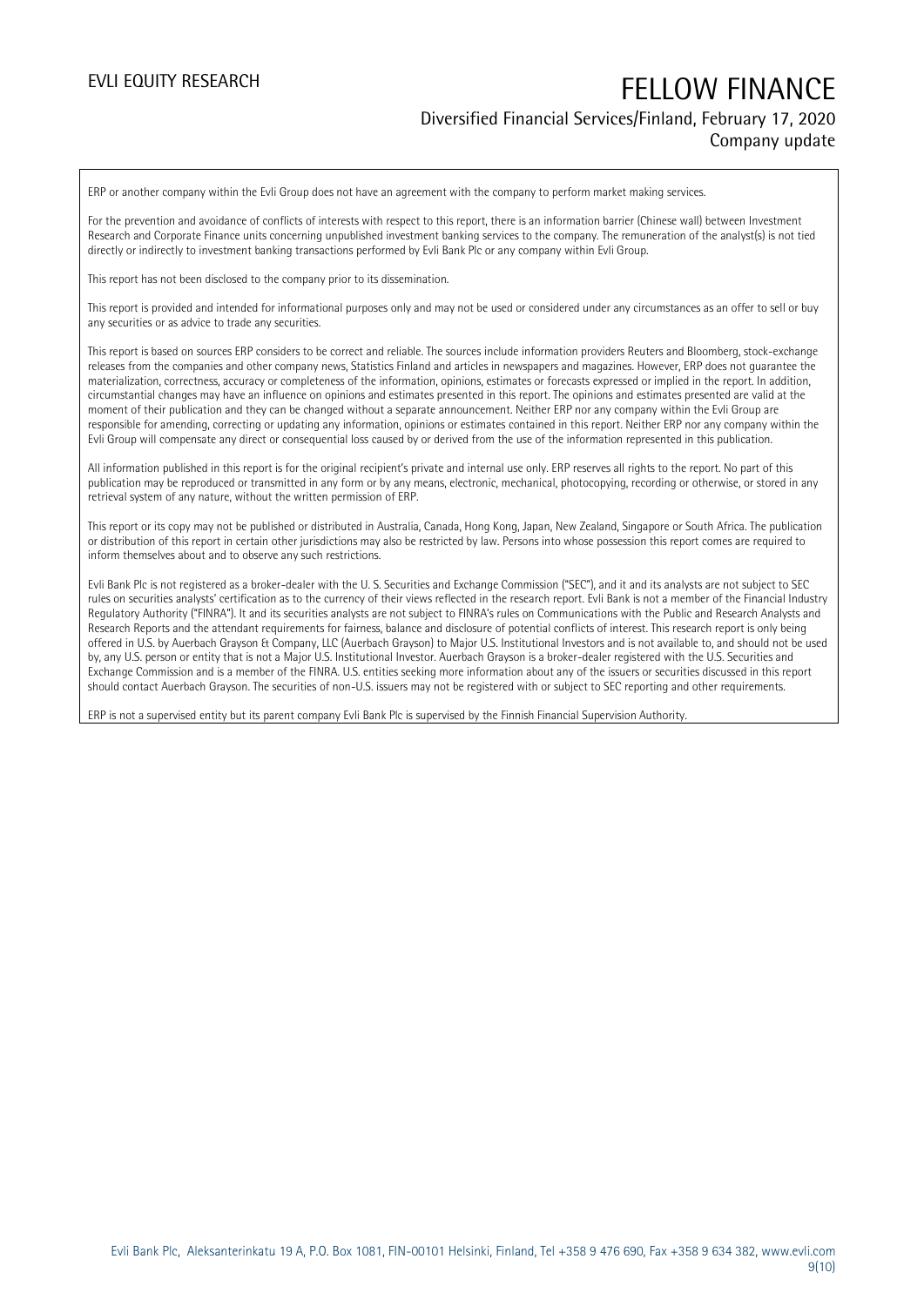ERP or another company within the Evli Group does not have an agreement with the company to perform market making services.

For the prevention and avoidance of conflicts of interests with respect to this report, there is an information barrier (Chinese wall) between Investment Research and Corporate Finance units concerning unpublished investment banking services to the company. The remuneration of the analyst(s) is not tied directly or indirectly to investment banking transactions performed by Evli Bank Plc or any company within Evli Group.

This report has not been disclosed to the company prior to its dissemination.

This report is provided and intended for informational purposes only and may not be used or considered under any circumstances as an offer to sell or buy any securities or as advice to trade any securities.

This report is based on sources ERP considers to be correct and reliable. The sources include information providers Reuters and Bloomberg, stock-exchange releases from the companies and other company news, Statistics Finland and articles in newspapers and magazines. However, ERP does not guarantee the materialization, correctness, accuracy or completeness of the information, opinions, estimates or forecasts expressed or implied in the report. In addition, circumstantial changes may have an influence on opinions and estimates presented in this report. The opinions and estimates presented are valid at the moment of their publication and they can be changed without a separate announcement. Neither ERP nor any company within the Evli Group are responsible for amending, correcting or updating any information, opinions or estimates contained in this report. Neither ERP nor any company within the Evli Group will compensate any direct or consequential loss caused by or derived from the use of the information represented in this publication.

All information published in this report is for the original recipient's private and internal use only. ERP reserves all rights to the report. No part of this publication may be reproduced or transmitted in any form or by any means, electronic, mechanical, photocopying, recording or otherwise, or stored in any retrieval system of any nature, without the written permission of ERP.

This report or its copy may not be published or distributed in Australia, Canada, Hong Kong, Japan, New Zealand, Singapore or South Africa. The publication or distribution of this report in certain other jurisdictions may also be restricted by law. Persons into whose possession this report comes are required to inform themselves about and to observe any such restrictions.

Evli Bank Plc is not registered as a broker-dealer with the U. S. Securities and Exchange Commission ("SEC"), and it and its analysts are not subject to SEC rules on securities analysts' certification as to the currency of their views reflected in the research report. Evli Bank is not a member of the Financial Industry Regulatory Authority ("FINRA"). It and its securities analysts are not subject to FINRA's rules on Communications with the Public and Research Analysts and Research Reports and the attendant requirements for fairness, balance and disclosure of potential conflicts of interest. This research report is only being offered in U.S. by Auerbach Grayson & Company, LLC (Auerbach Grayson) to Major U.S. Institutional Investors and is not available to, and should not be used by, any U.S. person or entity that is not a Major U.S. Institutional Investor. Auerbach Grayson is a broker-dealer registered with the U.S. Securities and Exchange Commission and is a member of the FINRA. U.S. entities seeking more information about any of the issuers or securities discussed in this report should contact Auerbach Grayson. The securities of non-U.S. issuers may not be registered with or subject to SEC reporting and other requirements.

ERP is not a supervised entity but its parent company Evli Bank Plc is supervised by the Finnish Financial Supervision Authority.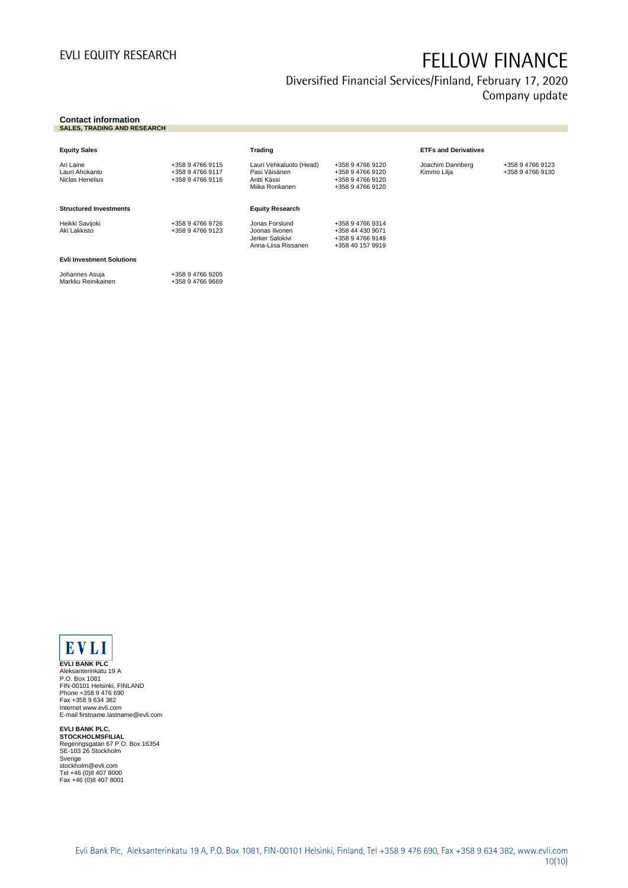## Contact information

**SALES, TRADING AND RESEARCH**

**Equity Sales**

| | |
|---|---|
| Ari Laine | +358 9 4766 9115 |
| Lauri Ahokanto | +358 9 4766 9117 |
| Niclas Henelius | +358 9 4766 9116 |

**Trading**

| | |
|---|---|
| Lauri Vehkaluoto (Head) | +358 9 4766 9120 |
| Pasi Väisänen | +358 9 4766 9120 |
| Antti Kässi | +358 9 4766 9120 |
| Miika Ronkanen | +358 9 4766 9120 |

**ETFs and Derivatives**

| | |
|---|---|
| Joachim Dannberg | +358 9 4766 9123 |
| Kimmo Lilja | +358 9 4766 9130 |

**Structured Investments**

| | |
|---|---|
| Heikki Savijoki | +358 9 4766 9726 |
| Aki Lakkisto | +358 9 4766 9123 |

**Equity Research**

| | |
|---|---|
| Jonas Forslund | +358 9 4766 9314 |
| Joonas Ilvonen | +358 44 430 9071 |
| Jerker Salokivi | +358 9 4766 9149 |
| Anna-Liisa Rissanen | +358 40 157 9919 |

**Evli Investment Solutions**

| | |
|---|---|
| Johannes Asuja | +358 9 4766 9205 |
| Markku Reinikainen | +358 9 4766 9669 |

**EVLI BANK PLC**
Aleksanterinkatu 19 A
P.O. Box 1081
FIN-00101 Helsinki, FINLAND
Phone +358 9 476 690
Fax +358 9 634 382
Internet www.evli.com
E-mail firstname.lastname@evli.com

**EVLI BANK PLC, STOCKHOLMSFILIAL**
Regeringsgatan 67 P.O. Box 16354
SE-103 26 Stockholm
Sverige
stockholm@evli.com
Tel +46 (0)8 407 8000
Fax +46 (0)8 407 8001